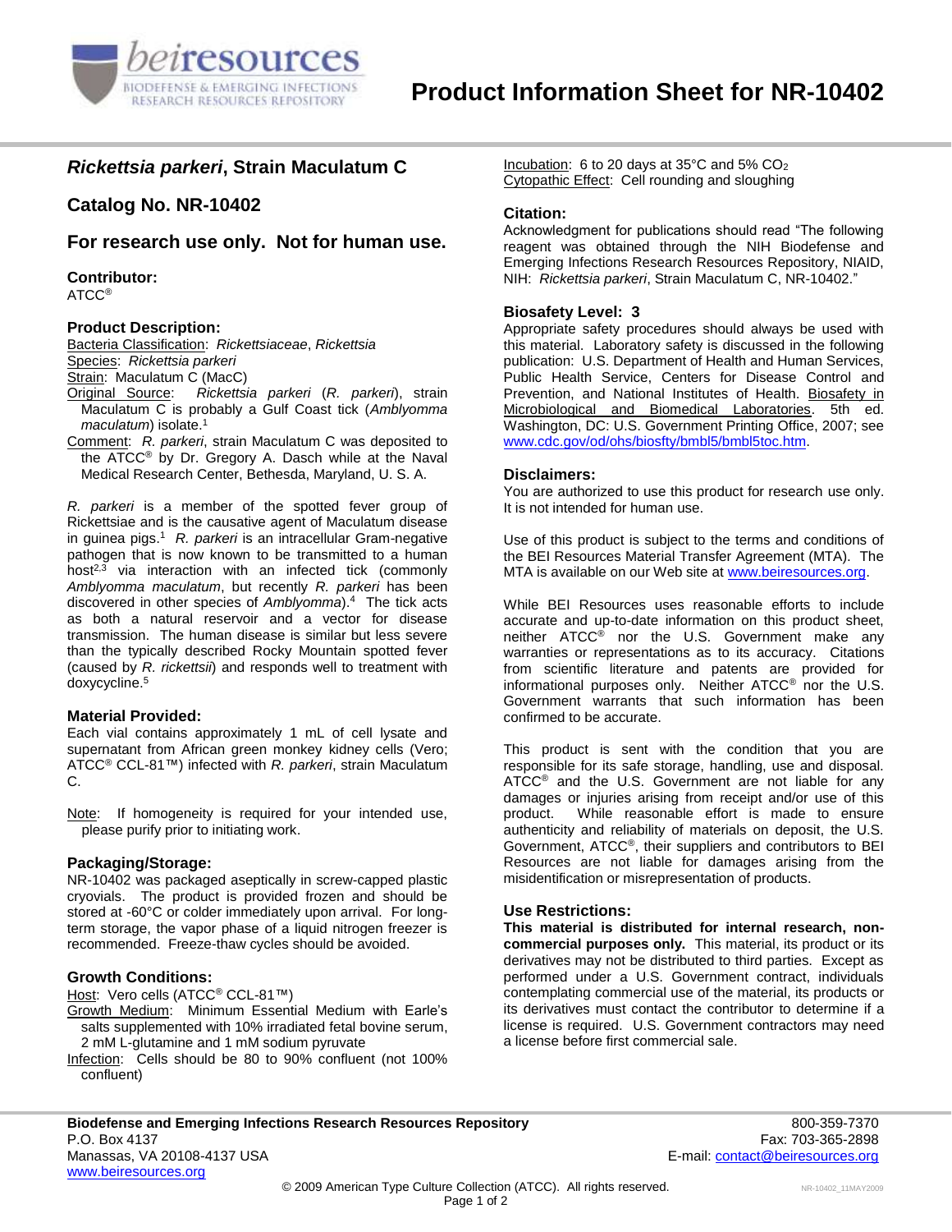# Product Information Sheet for NR-10402

## *Rickettsia parkeri*, Strain Maculatum C

## Catalog No. NR-10402

## For research use only. Not for human use.

### Contributor:

ATCC®

### Product Description:

Bacteria Classification: *Rickettsiaceae*, *Rickettsia*

Species: *Rickettsia parkeri*

Strain: Maculatum C (MacC)

Original Source: *Rickettsia parkeri* (*R. parkeri*), strain Maculatum C is probably a Gulf Coast tick (*Amblyomma maculatum*) isolate.[1]

Comment: *R. parkeri*, strain Maculatum C was deposited to the ATCC® by Dr. Gregory A. Dasch while at the Naval Medical Research Center, Bethesda, Maryland, U. S. A.

*R. parkeri* is a member of the spotted fever group of Rickettsiae and is the causative agent of Maculatum disease in guinea pigs.[1] *R. parkeri* is an intracellular Gram-negative pathogen that is now known to be transmitted to a human host[2,3] via interaction with an infected tick (commonly *Amblyomma maculatum*, but recently *R. parkeri* has been discovered in other species of *Amblyomma*).[4] The tick acts as both a natural reservoir and a vector for disease transmission. The human disease is similar but less severe than the typically described Rocky Mountain spotted fever (caused by *R. rickettsii*) and responds well to treatment with doxycycline.[5]

### Material Provided:

Each vial contains approximately 1 mL of cell lysate and supernatant from African green monkey kidney cells (Vero; ATCC® CCL-81™) infected with *R. parkeri*, strain Maculatum C.

Note: If homogeneity is required for your intended use, please purify prior to initiating work.

### Packaging/Storage:

NR-10402 was packaged aseptically in screw-capped plastic cryovials. The product is provided frozen and should be stored at -60°C or colder immediately upon arrival. For long-term storage, the vapor phase of a liquid nitrogen freezer is recommended. Freeze-thaw cycles should be avoided.

### Growth Conditions:

Host: Vero cells (ATCC® CCL-81™)

Growth Medium: Minimum Essential Medium with Earle's salts supplemented with 10% irradiated fetal bovine serum, 2 mM L-glutamine and 1 mM sodium pyruvate

Infection: Cells should be 80 to 90% confluent (not 100% confluent)

Incubation: 6 to 20 days at 35°C and 5% $CO_2$

Cytopathic Effect: Cell rounding and sloughing

### Citation:

Acknowledgment for publications should read "The following reagent was obtained through the NIH Biodefense and Emerging Infections Research Resources Repository, NIAID, NIH: *Rickettsia parkeri*, Strain Maculatum C, NR-10402."

### Biosafety Level: 3

Appropriate safety procedures should always be used with this material. Laboratory safety is discussed in the following publication: U.S. Department of Health and Human Services, Public Health Service, Centers for Disease Control and Prevention, and National Institutes of Health. Biosafety in Microbiological and Biomedical Laboratories. 5th ed. Washington, DC: U.S. Government Printing Office, 2007; see www.cdc.gov/od/ohs/biosfty/bmbl5/bmbl5toc.htm.

### Disclaimers:

You are authorized to use this product for research use only. It is not intended for human use.

Use of this product is subject to the terms and conditions of the BEI Resources Material Transfer Agreement (MTA). The MTA is available on our Web site at www.beiresources.org.

While BEI Resources uses reasonable efforts to include accurate and up-to-date information on this product sheet, neither ATCC® nor the U.S. Government make any warranties or representations as to its accuracy. Citations from scientific literature and patents are provided for informational purposes only. Neither ATCC® nor the U.S. Government warrants that such information has been confirmed to be accurate.

This product is sent with the condition that you are responsible for its safe storage, handling, use and disposal. ATCC® and the U.S. Government are not liable for any damages or injuries arising from receipt and/or use of this product. While reasonable effort is made to ensure authenticity and reliability of materials on deposit, the U.S. Government, ATCC®, their suppliers and contributors to BEI Resources are not liable for damages arising from the misidentification or misrepresentation of products.

### Use Restrictions:

**This material is distributed for internal research, non-commercial purposes only.** This material, its product or its derivatives may not be distributed to third parties. Except as performed under a U.S. Government contract, individuals contemplating commercial use of the material, its products or its derivatives must contact the contributor to determine if a license is required. U.S. Government contractors may need a license before first commercial sale.

**Biodefense and Emerging Infections Research Resources Repository**
P.O. Box 4137
Manassas, VA 20108-4137 USA
www.beiresources.org

800-359-7370
Fax: 703-365-2898
E-mail: contact@beiresources.org

© 2009 American Type Culture Collection (ATCC). All rights reserved.

NR-10402_11MAY2009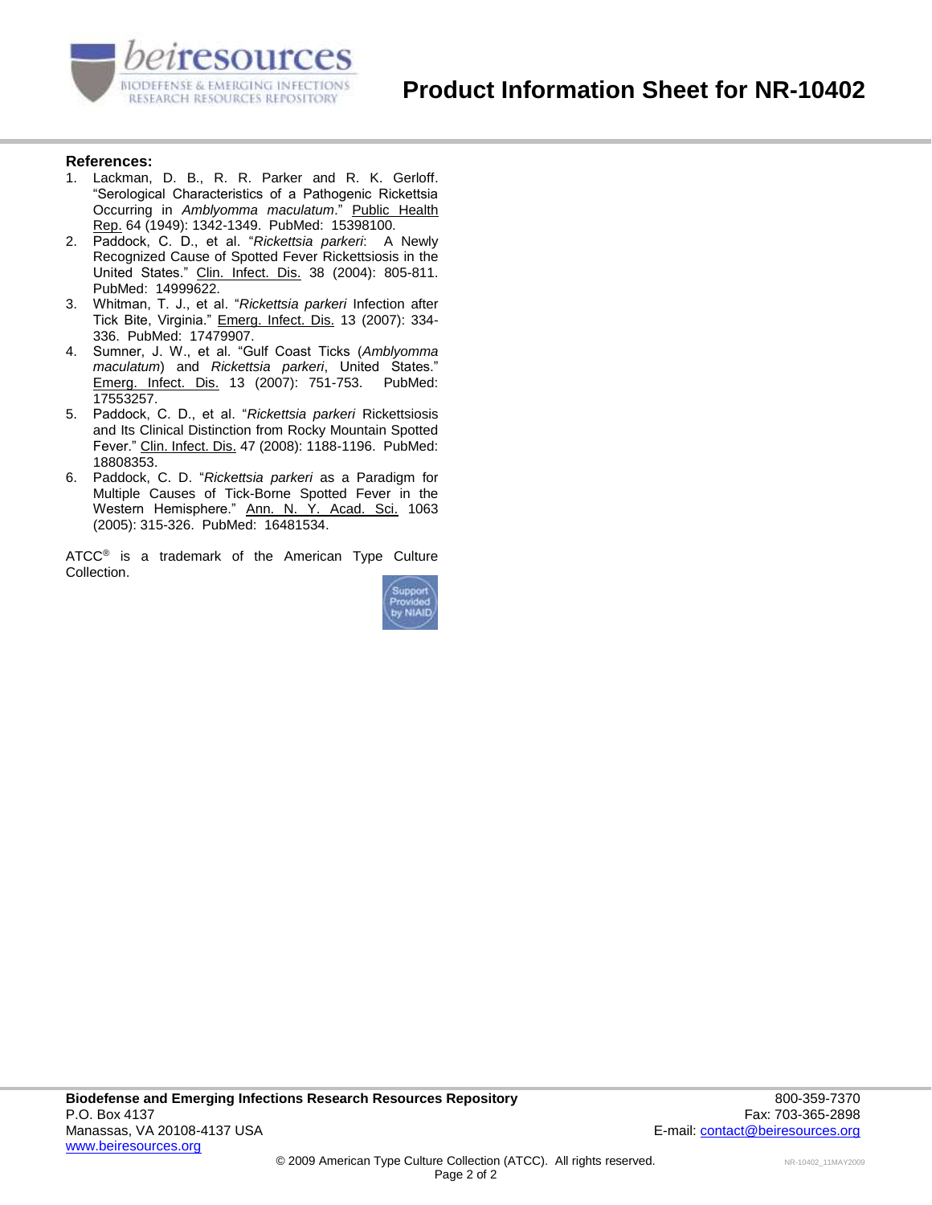**References:**

1. Lackman, D. B., R. R. Parker and R. K. Gerloff. "Serological Characteristics of a Pathogenic Rickettsia Occurring in *Amblyomma maculatum*." Public Health Rep. 64 (1949): 1342-1349. PubMed: 15398100.
2. Paddock, C. D., et al. "*Rickettsia parkeri*: A Newly Recognized Cause of Spotted Fever Rickettsiosis in the United States." Clin. Infect. Dis. 38 (2004): 805-811. PubMed: 14999622.
3. Whitman, T. J., et al. "*Rickettsia parkeri* Infection after Tick Bite, Virginia." Emerg. Infect. Dis. 13 (2007): 334-336. PubMed: 17479907.
4. Sumner, J. W., et al. "Gulf Coast Ticks (*Amblyomma maculatum*) and *Rickettsia parkeri*, United States." Emerg. Infect. Dis. 13 (2007): 751-753. PubMed: 17553257.
5. Paddock, C. D., et al. "*Rickettsia parkeri* Rickettsiosis and Its Clinical Distinction from Rocky Mountain Spotted Fever." Clin. Infect. Dis. 47 (2008): 1188-1196. PubMed: 18808353.
6. Paddock, C. D. "*Rickettsia parkeri* as a Paradigm for Multiple Causes of Tick-Borne Spotted Fever in the Western Hemisphere." Ann. N. Y. Acad. Sci. 1063 (2005): 315-326. PubMed: 16481534.

ATCC® is a trademark of the American Type Culture Collection.

Support Provided by NIAID

**Biodefense and Emerging Infections Research Resources Repository**
P.O. Box 4137
Manassas, VA 20108-4137 USA
www.beiresources.org

800-359-7370
Fax: 703-365-2898
E-mail: contact@beiresources.org

© 2009 American Type Culture Collection (ATCC). All rights reserved.

NR-10402_11MAY2009